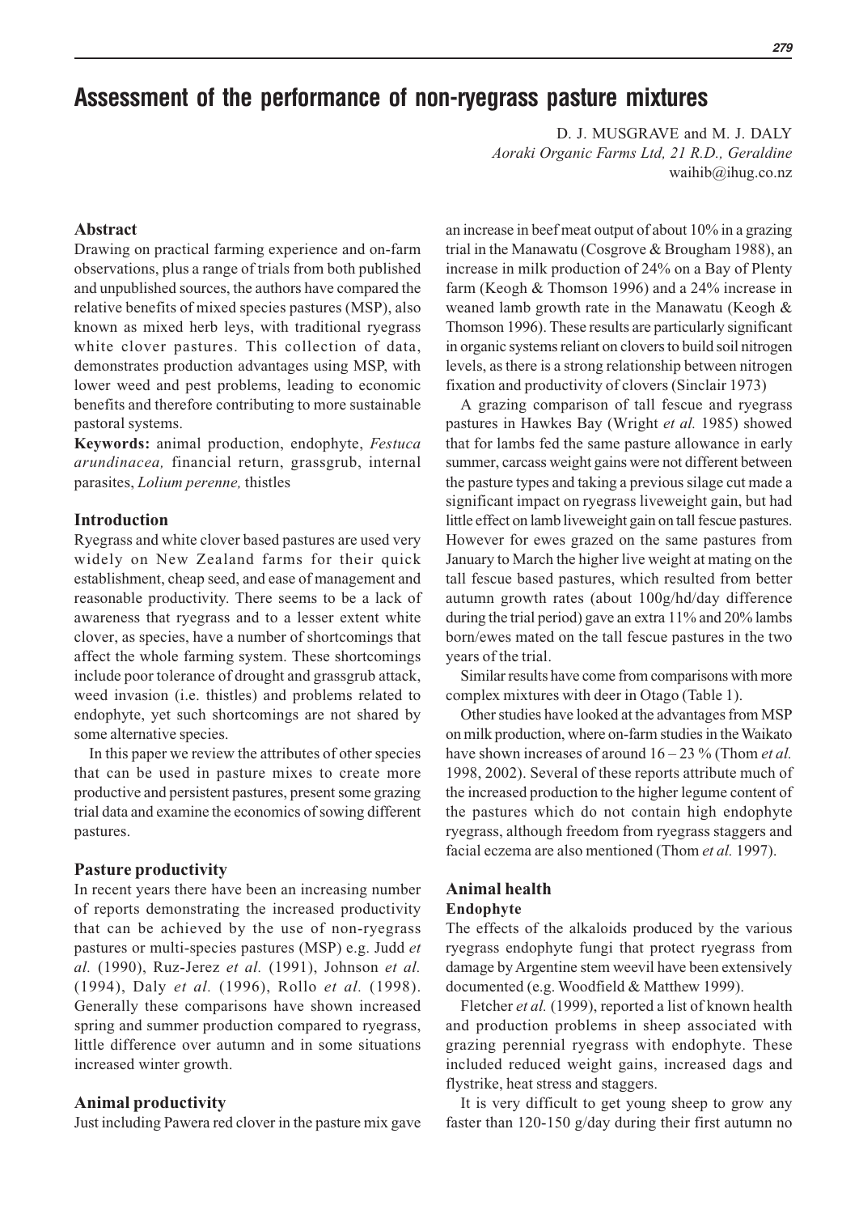# Assessment of the performance of non-ryegrass pasture mixtures

D. J. MUSGRAVE and M. J. DALY

*Aoraki Organic Farms Ltd, 21 R.D., Geraldine*

waihib@ihug.co.nz

## Abstract

Drawing on practical farming experience and on-farm observations, plus a range of trials from both published and unpublished sources, the authors have compared the relative benefits of mixed species pastures (MSP), also known as mixed herb leys, with traditional ryegrass white clover pastures. This collection of data, demonstrates production advantages using MSP, with lower weed and pest problems, leading to economic benefits and therefore contributing to more sustainable pastoral systems.

**Keywords:** animal production, endophyte, *Festuca arundinacea,* financial return, grassgrub, internal parasites, *Lolium perenne,* thistles

## Introduction

Ryegrass and white clover based pastures are used very widely on New Zealand farms for their quick establishment, cheap seed, and ease of management and reasonable productivity. There seems to be a lack of awareness that ryegrass and to a lesser extent white clover, as species, have a number of shortcomings that affect the whole farming system. These shortcomings include poor tolerance of drought and grassgrub attack, weed invasion (i.e. thistles) and problems related to endophyte, yet such shortcomings are not shared by some alternative species.

In this paper we review the attributes of other species that can be used in pasture mixes to create more productive and persistent pastures, present some grazing trial data and examine the economics of sowing different pastures.

## Pasture productivity

In recent years there have been an increasing number of reports demonstrating the increased productivity that can be achieved by the use of non-ryegrass pastures or multi-species pastures (MSP) e.g. Judd *et al.* (1990), Ruz-Jerez *et al.* (1991), Johnson *et al.* (1994), Daly *et al.* (1996), Rollo *et al.* (1998). Generally these comparisons have shown increased spring and summer production compared to ryegrass, little difference over autumn and in some situations increased winter growth.

## Animal productivity

Just including Pawera red clover in the pasture mix gave an increase in beef meat output of about 10% in a grazing trial in the Manawatu (Cosgrove & Brougham 1988), an increase in milk production of 24% on a Bay of Plenty farm (Keogh & Thomson 1996) and a 24% increase in weaned lamb growth rate in the Manawatu (Keogh & Thomson 1996). These results are particularly significant in organic systems reliant on clovers to build soil nitrogen levels, as there is a strong relationship between nitrogen fixation and productivity of clovers (Sinclair 1973)

A grazing comparison of tall fescue and ryegrass pastures in Hawkes Bay (Wright *et al.* 1985) showed that for lambs fed the same pasture allowance in early summer, carcass weight gains were not different between the pasture types and taking a previous silage cut made a significant impact on ryegrass liveweight gain, but had little effect on lamb liveweight gain on tall fescue pastures. However for ewes grazed on the same pastures from January to March the higher live weight at mating on the tall fescue based pastures, which resulted from better autumn growth rates (about 100g/hd/day difference during the trial period) gave an extra 11% and 20% lambs born/ewes mated on the tall fescue pastures in the two years of the trial.

Similar results have come from comparisons with more complex mixtures with deer in Otago (Table 1).

Other studies have looked at the advantages from MSP on milk production, where on-farm studies in the Waikato have shown increases of around 16 – 23 % (Thom *et al.* 1998, 2002). Several of these reports attribute much of the increased production to the higher legume content of the pastures which do not contain high endophyte ryegrass, although freedom from ryegrass staggers and facial eczema are also mentioned (Thom *et al.* 1997).

## Animal health

### Endophyte

The effects of the alkaloids produced by the various ryegrass endophyte fungi that protect ryegrass from damage by Argentine stem weevil have been extensively documented (e.g. Woodfield & Matthew 1999).

Fletcher *et al.* (1999), reported a list of known health and production problems in sheep associated with grazing perennial ryegrass with endophyte. These included reduced weight gains, increased dags and flystrike, heat stress and staggers.

It is very difficult to get young sheep to grow any faster than 120-150 g/day during their first autumn no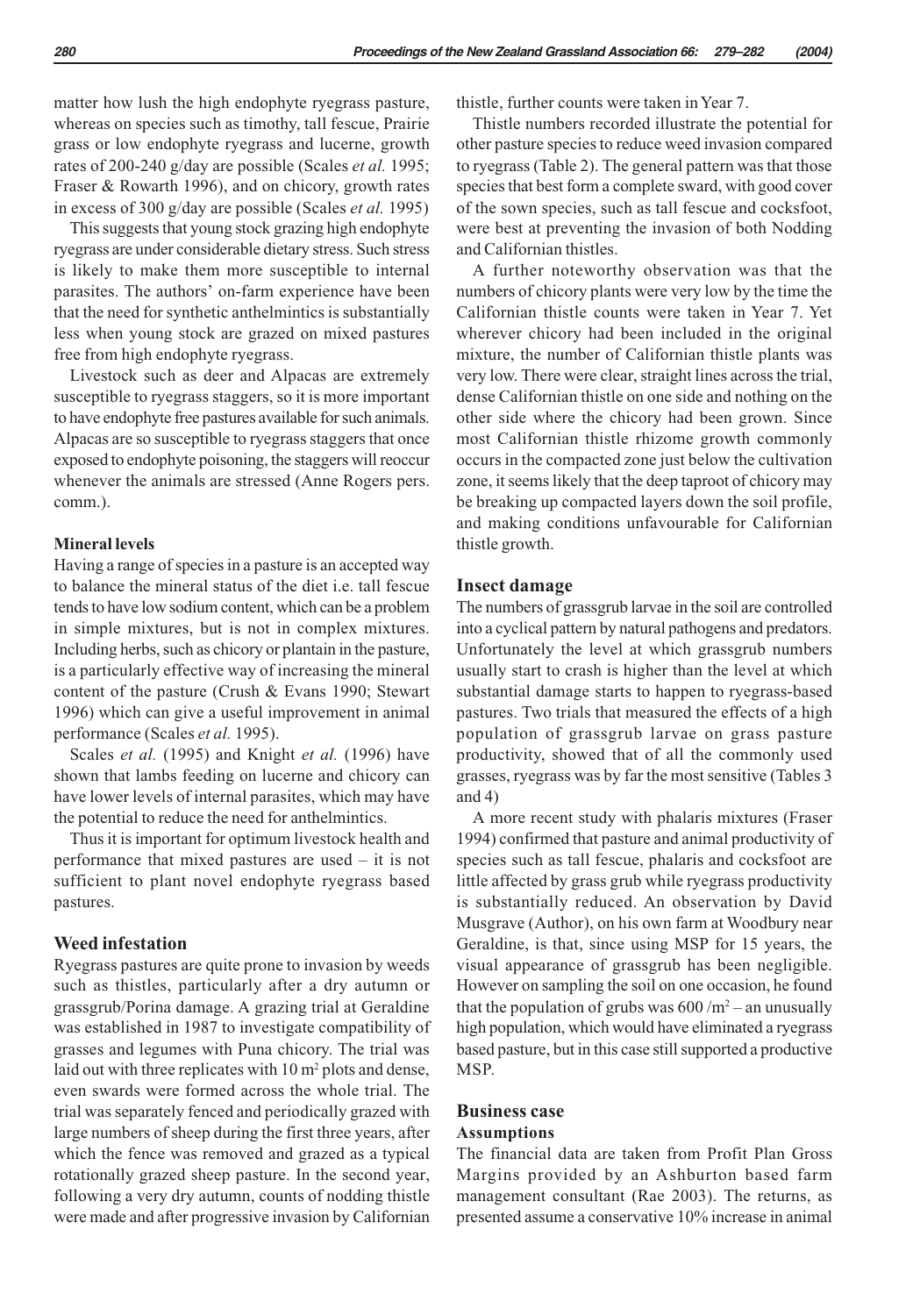matter how lush the high endophyte ryegrass pasture, whereas on species such as timothy, tall fescue, Prairie grass or low endophyte ryegrass and lucerne, growth rates of 200-240 g/day are possible (Scales *et al.* 1995; Fraser & Rowarth 1996), and on chicory, growth rates in excess of 300 g/day are possible (Scales *et al.* 1995)

This suggests that young stock grazing high endophyte ryegrass are under considerable dietary stress. Such stress is likely to make them more susceptible to internal parasites. The authors' on-farm experience have been that the need for synthetic anthelmintics is substantially less when young stock are grazed on mixed pastures free from high endophyte ryegrass.

Livestock such as deer and Alpacas are extremely susceptible to ryegrass staggers, so it is more important to have endophyte free pastures available for such animals. Alpacas are so susceptible to ryegrass staggers that once exposed to endophyte poisoning, the staggers will reoccur whenever the animals are stressed (Anne Rogers pers. comm.).

### Mineral levels

Having a range of species in a pasture is an accepted way to balance the mineral status of the diet i.e. tall fescue tends to have low sodium content, which can be a problem in simple mixtures, but is not in complex mixtures. Including herbs, such as chicory or plantain in the pasture, is a particularly effective way of increasing the mineral content of the pasture (Crush & Evans 1990; Stewart 1996) which can give a useful improvement in animal performance (Scales *et al.* 1995).

Scales *et al.* (1995) and Knight *et al.* (1996) have shown that lambs feeding on lucerne and chicory can have lower levels of internal parasites, which may have the potential to reduce the need for anthelmintics.

Thus it is important for optimum livestock health and performance that mixed pastures are used – it is not sufficient to plant novel endophyte ryegrass based pastures.

## Weed infestation

Ryegrass pastures are quite prone to invasion by weeds such as thistles, particularly after a dry autumn or grassgrub/Porina damage. A grazing trial at Geraldine was established in 1987 to investigate compatibility of grasses and legumes with Puna chicory. The trial was laid out with three replicates with 10 m$^2$ plots and dense, even swards were formed across the whole trial. The trial was separately fenced and periodically grazed with large numbers of sheep during the first three years, after which the fence was removed and grazed as a typical rotationally grazed sheep pasture. In the second year, following a very dry autumn, counts of nodding thistle were made and after progressive invasion by Californian thistle, further counts were taken in Year 7.

Thistle numbers recorded illustrate the potential for other pasture species to reduce weed invasion compared to ryegrass (Table 2). The general pattern was that those species that best form a complete sward, with good cover of the sown species, such as tall fescue and cocksfoot, were best at preventing the invasion of both Nodding and Californian thistles.

A further noteworthy observation was that the numbers of chicory plants were very low by the time the Californian thistle counts were taken in Year 7. Yet wherever chicory had been included in the original mixture, the number of Californian thistle plants was very low. There were clear, straight lines across the trial, dense Californian thistle on one side and nothing on the other side where the chicory had been grown. Since most Californian thistle rhizome growth commonly occurs in the compacted zone just below the cultivation zone, it seems likely that the deep taproot of chicory may be breaking up compacted layers down the soil profile, and making conditions unfavourable for Californian thistle growth.

## Insect damage

The numbers of grassgrub larvae in the soil are controlled into a cyclical pattern by natural pathogens and predators. Unfortunately the level at which grassgrub numbers usually start to crash is higher than the level at which substantial damage starts to happen to ryegrass-based pastures. Two trials that measured the effects of a high population of grassgrub larvae on grass pasture productivity, showed that of all the commonly used grasses, ryegrass was by far the most sensitive (Tables 3 and 4)

A more recent study with phalaris mixtures (Fraser 1994) confirmed that pasture and animal productivity of species such as tall fescue, phalaris and cocksfoot are little affected by grass grub while ryegrass productivity is substantially reduced. An observation by David Musgrave (Author), on his own farm at Woodbury near Geraldine, is that, since using MSP for 15 years, the visual appearance of grassgrub has been negligible. However on sampling the soil on one occasion, he found that the population of grubs was 600 /m$^2$ – an unusually high population, which would have eliminated a ryegrass based pasture, but in this case still supported a productive MSP.

## Business case

### Assumptions

The financial data are taken from Profit Plan Gross Margins provided by an Ashburton based farm management consultant (Rae 2003). The returns, as presented assume a conservative 10% increase in animal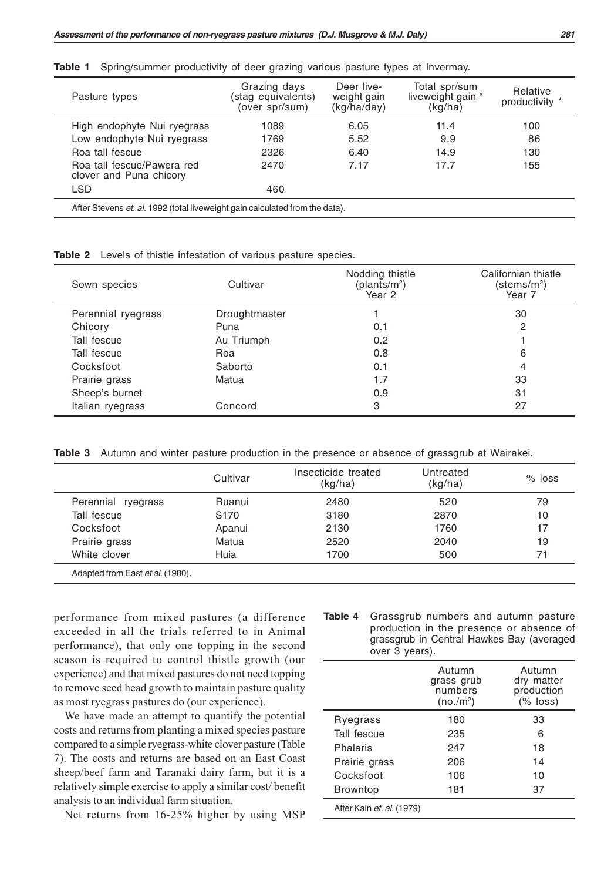**Table 1** Spring/summer productivity of deer grazing various pasture types at Invermay.

| Pasture types | Grazing days (stag equivalents) (over spr/sum) | Deer live-weight gain (kg/ha/day) | Total spr/sum liveweight gain * (kg/ha) | Relative productivity * |
|---|---|---|---|---|
| High endophyte Nui ryegrass | 1089 | 6.05 | 11.4 | 100 |
| Low endophyte Nui ryegrass | 1769 | 5.52 | 9.9 | 86 |
| Roa tall fescue | 2326 | 6.40 | 14.9 | 130 |
| Roa tall fescue/Pawera red clover and Puna chicory | 2470 | 7.17 | 17.7 | 155 |
| LSD | 460 | | | |

After Stevens *et. al.* 1992 (total liveweight gain calculated from the data).

**Table 2** Levels of thistle infestation of various pasture species.

| Sown species | Cultivar | Nodding thistle (plants/m$^2$) Year 2 | Californian thistle (stems/m$^2$) Year 7 |
|---|---|---|---|
| Perennial ryegrass | Droughtmaster | 1 | 30 |
| Chicory | Puna | 0.1 | 2 |
| Tall fescue | Au Triumph | 0.2 | 1 |
| Tall fescue | Roa | 0.8 | 6 |
| Cocksfoot | Saborto | 0.1 | 4 |
| Prairie grass | Matua | 1.7 | 33 |
| Sheep's burnet | | 0.9 | 31 |
| Italian ryegrass | Concord | 3 | 27 |

**Table 3** Autumn and winter pasture production in the presence or absence of grassgrub at Wairakei.

| | Cultivar | Insecticide treated (kg/ha) | Untreated (kg/ha) | % loss |
|---|---|---|---|---|
| Perennial ryegrass | Ruanui | 2480 | 520 | 79 |
| Tall fescue | S170 | 3180 | 2870 | 10 |
| Cocksfoot | Apanui | 2130 | 1760 | 17 |
| Prairie grass | Matua | 2520 | 2040 | 19 |
| White clover | Huia | 1700 | 500 | 71 |

Adapted from East *et al.* (1980).

performance from mixed pastures (a difference exceeded in all the trials referred to in Animal performance), that only one topping in the second season is required to control thistle growth (our experience) and that mixed pastures do not need topping to remove seed head growth to maintain pasture quality as most ryegrass pastures do (our experience).

We have made an attempt to quantify the potential costs and returns from planting a mixed species pasture compared to a simple ryegrass-white clover pasture (Table 7). The costs and returns are based on an East Coast sheep/beef farm and Taranaki dairy farm, but it is a relatively simple exercise to apply a similar cost/ benefit analysis to an individual farm situation.

Net returns from 16-25% higher by using MSP

**Table 4** Grassgrub numbers and autumn pasture production in the presence or absence of grassgrub in Central Hawkes Bay (averaged over 3 years).

| | Autumn grass grub numbers (no./m$^2$) | Autumn dry matter production (% loss) |
|---|---|---|
| Ryegrass | 180 | 33 |
| Tall fescue | 235 | 6 |
| Phalaris | 247 | 18 |
| Prairie grass | 206 | 14 |
| Cocksfoot | 106 | 10 |
| Browntop | 181 | 37 |

After Kain *et. al.* (1979)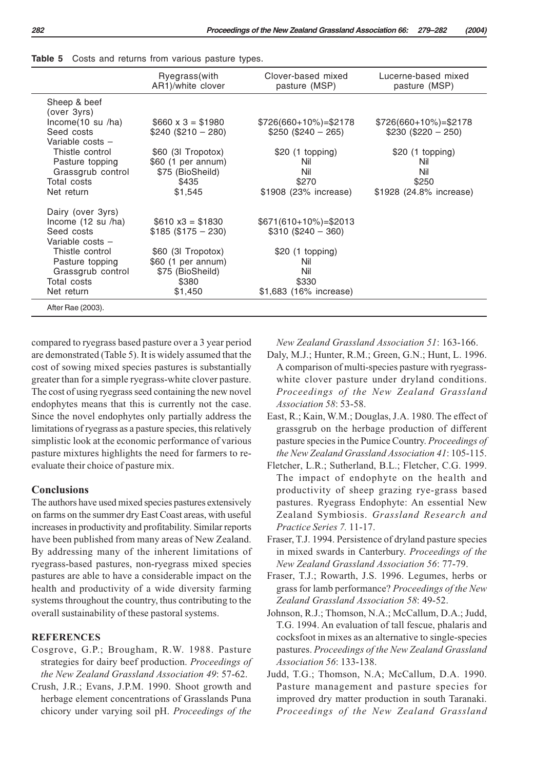**Table 5** Costs and returns from various pasture types.

| | Ryegrass(with AR1)/white clover | Clover-based mixed pasture (MSP) | Lucerne-based mixed pasture (MSP) |
|---|---|---|---|
| Sheep & beef (over 3yrs) | | | |
| Income(10 su /ha) | $660 x 3 = $1980 | $726(660+10%)=$2178 | $726(660+10%)=$2178 |
| Seed costs | $240 ($210 – 280) | $250 ($240 – 265) | $230 ($220 – 250) |
| Variable costs – | | | |
| Thistle control | $60 (3l Tropotox) | $20 (1 topping) | $20 (1 topping) |
| Pasture topping | $60 (1 per annum) | Nil | Nil |
| Grassgrub control | $75 (BioSheild) | Nil | Nil |
| Total costs | $435 | $270 | $250 |
| Net return | $1,545 | $1908 (23% increase) | $1928 (24.8% increase) |
| Dairy (over 3yrs) | | | |
| Income (12 su /ha) | $610 x3 = $1830 | $671(610+10%)=$2013 | |
| Seed costs | $185 ($175 – 230) | $310 ($240 – 360) | |
| Variable costs – | | | |
| Thistle control | $60 (3l Tropotox) | $20 (1 topping) | |
| Pasture topping | $60 (1 per annum) | Nil | |
| Grassgrub control | $75 (BioSheild) | Nil | |
| Total costs | $380 | $330 | |
| Net return | $1,450 | $1,683 (16% increase) | |

After Rae (2003).

compared to ryegrass based pasture over a 3 year period are demonstrated (Table 5). It is widely assumed that the cost of sowing mixed species pastures is substantially greater than for a simple ryegrass-white clover pasture. The cost of using ryegrass seed containing the new novel endophytes means that this is currently not the case. Since the novel endophytes only partially address the limitations of ryegrass as a pasture species, this relatively simplistic look at the economic performance of various pasture mixtures highlights the need for farmers to re-evaluate their choice of pasture mix.

## Conclusions

The authors have used mixed species pastures extensively on farms on the summer dry East Coast areas, with useful increases in productivity and profitability. Similar reports have been published from many areas of New Zealand. By addressing many of the inherent limitations of ryegrass-based pastures, non-ryegrass mixed species pastures are able to have a considerable impact on the health and productivity of a wide diversity farming systems throughout the country, thus contributing to the overall sustainability of these pastoral systems.

## REFERENCES

Cosgrove, G.P.; Brougham, R.W. 1988. Pasture strategies for dairy beef production. *Proceedings of the New Zealand Grassland Association 49*: 57-62.

Crush, J.R.; Evans, J.P.M. 1990. Shoot growth and herbage element concentrations of Grasslands Puna chicory under varying soil pH. *Proceedings of the New Zealand Grassland Association 51*: 163-166.

Daly, M.J.; Hunter, R.M.; Green, G.N.; Hunt, L. 1996. A comparison of multi-species pasture with ryegrass-white clover pasture under dryland conditions. *Proceedings of the New Zealand Grassland Association 58*: 53-58.

East, R.; Kain, W.M.; Douglas, J.A. 1980. The effect of grassgrub on the herbage production of different pasture species in the Pumice Country. *Proceedings of the New Zealand Grassland Association 41*: 105-115.

Fletcher, L.R.; Sutherland, B.L.; Fletcher, C.G. 1999. The impact of endophyte on the health and productivity of sheep grazing rye-grass based pastures. Ryegrass Endophyte: An essential New Zealand Symbiosis. *Grassland Research and Practice Series 7.* 11-17.

Fraser, T.J. 1994. Persistence of dryland pasture species in mixed swards in Canterbury. *Proceedings of the New Zealand Grassland Association 56*: 77-79.

Fraser, T.J.; Rowarth, J.S. 1996. Legumes, herbs or grass for lamb performance? *Proceedings of the New Zealand Grassland Association 58*: 49-52.

Johnson, R.J.; Thomson, N.A.; McCallum, D.A.; Judd, T.G. 1994. An evaluation of tall fescue, phalaris and cocksfoot in mixes as an alternative to single-species pastures. *Proceedings of the New Zealand Grassland Association 56*: 133-138.

Judd, T.G.; Thomson, N.A; McCallum, D.A. 1990. Pasture management and pasture species for improved dry matter production in south Taranaki. *Proceedings of the New Zealand Grassland*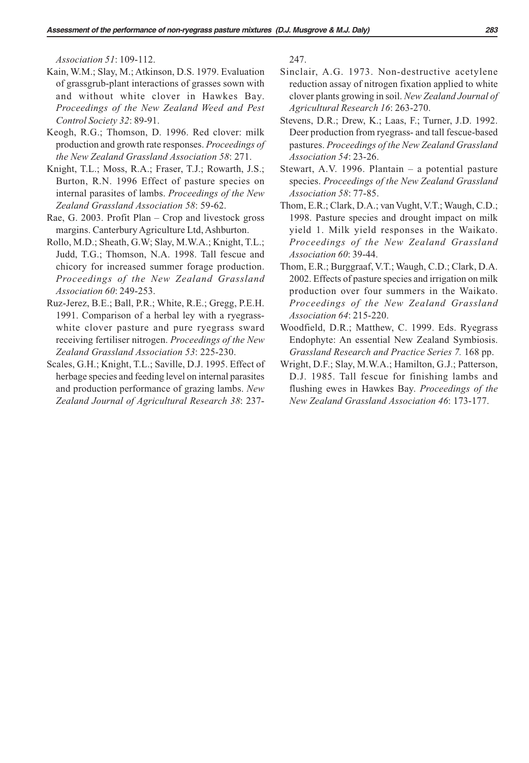*Association 51*: 109-112.

Kain, W.M.; Slay, M.; Atkinson, D.S. 1979. Evaluation of grassgrub-plant interactions of grasses sown with and without white clover in Hawkes Bay. *Proceedings of the New Zealand Weed and Pest Control Society 32*: 89-91.

Keogh, R.G.; Thomson, D. 1996. Red clover: milk production and growth rate responses. *Proceedings of the New Zealand Grassland Association 58*: 271.

Knight, T.L.; Moss, R.A.; Fraser, T.J.; Rowarth, J.S.; Burton, R.N. 1996 Effect of pasture species on internal parasites of lambs. *Proceedings of the New Zealand Grassland Association 58*: 59-62.

Rae, G. 2003. Profit Plan – Crop and livestock gross margins. Canterbury Agriculture Ltd, Ashburton.

Rollo, M.D.; Sheath, G.W; Slay, M.W.A.; Knight, T.L.; Judd, T.G.; Thomson, N.A. 1998. Tall fescue and chicory for increased summer forage production. *Proceedings of the New Zealand Grassland Association 60*: 249-253.

Ruz-Jerez, B.E.; Ball, P.R.; White, R.E.; Gregg, P.E.H. 1991. Comparison of a herbal ley with a ryegrass-white clover pasture and pure ryegrass sward receiving fertiliser nitrogen. *Proceedings of the New Zealand Grassland Association 53*: 225-230.

Scales, G.H.; Knight, T.L.; Saville, D.J. 1995. Effect of herbage species and feeding level on internal parasites and production performance of grazing lambs. *New Zealand Journal of Agricultural Research 38*: 237-247.

Sinclair, A.G. 1973. Non-destructive acetylene reduction assay of nitrogen fixation applied to white clover plants growing in soil. *New Zealand Journal of Agricultural Research 16*: 263-270.

Stevens, D.R.; Drew, K.; Laas, F.; Turner, J.D. 1992. Deer production from ryegrass- and tall fescue-based pastures. *Proceedings of the New Zealand Grassland Association 54*: 23-26.

Stewart, A.V. 1996. Plantain – a potential pasture species. *Proceedings of the New Zealand Grassland Association 58*: 77-85.

Thom, E.R.; Clark, D.A.; van Vught, V.T.; Waugh, C.D.; 1998. Pasture species and drought impact on milk yield 1. Milk yield responses in the Waikato. *Proceedings of the New Zealand Grassland Association 60*: 39-44.

Thom, E.R.; Burggraaf, V.T.; Waugh, C.D.; Clark, D.A. 2002. Effects of pasture species and irrigation on milk production over four summers in the Waikato. *Proceedings of the New Zealand Grassland Association 64*: 215-220.

Woodfield, D.R.; Matthew, C. 1999. Eds. Ryegrass Endophyte: An essential New Zealand Symbiosis. *Grassland Research and Practice Series 7.* 168 pp.

Wright, D.F.; Slay, M.W.A.; Hamilton, G.J.; Patterson, D.J. 1985. Tall fescue for finishing lambs and flushing ewes in Hawkes Bay. *Proceedings of the New Zealand Grassland Association 46*: 173-177.